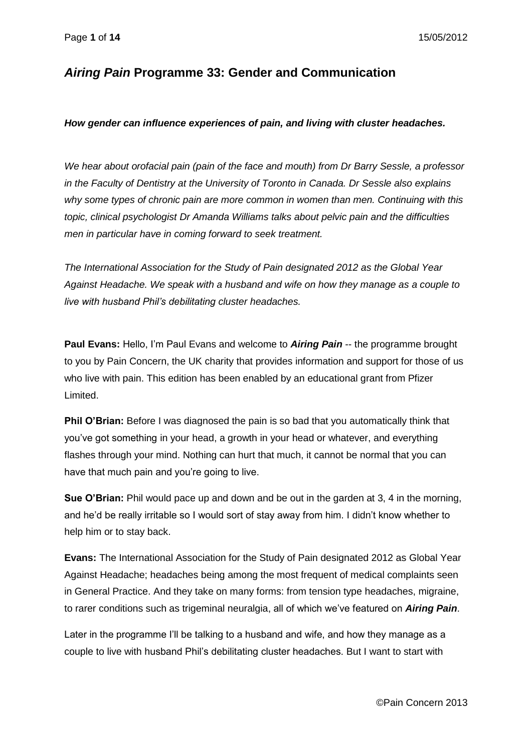# *Airing Pain* Programme 33: Gender and Communication

***How gender can influence experiences of pain, and living with cluster headaches.***

*We hear about orofacial pain (pain of the face and mouth) from Dr Barry Sessle, a professor in the Faculty of Dentistry at the University of Toronto in Canada. Dr Sessle also explains why some types of chronic pain are more common in women than men. Continuing with this topic, clinical psychologist Dr Amanda Williams talks about pelvic pain and the difficulties men in particular have in coming forward to seek treatment.*

*The International Association for the Study of Pain designated 2012 as the Global Year Against Headache. We speak with a husband and wife on how they manage as a couple to live with husband Phil's debilitating cluster headaches.*

**Paul Evans:** Hello, I'm Paul Evans and welcome to ***Airing Pain*** -- the programme brought to you by Pain Concern, the UK charity that provides information and support for those of us who live with pain. This edition has been enabled by an educational grant from Pfizer Limited.

**Phil O'Brian:** Before I was diagnosed the pain is so bad that you automatically think that you've got something in your head, a growth in your head or whatever, and everything flashes through your mind. Nothing can hurt that much, it cannot be normal that you can have that much pain and you're going to live.

**Sue O'Brian:** Phil would pace up and down and be out in the garden at 3, 4 in the morning, and he'd be really irritable so I would sort of stay away from him. I didn't know whether to help him or to stay back.

**Evans:** The International Association for the Study of Pain designated 2012 as Global Year Against Headache; headaches being among the most frequent of medical complaints seen in General Practice. And they take on many forms: from tension type headaches, migraine, to rarer conditions such as trigeminal neuralgia, all of which we've featured on ***Airing Pain***.

Later in the programme I'll be talking to a husband and wife, and how they manage as a couple to live with husband Phil's debilitating cluster headaches. But I want to start with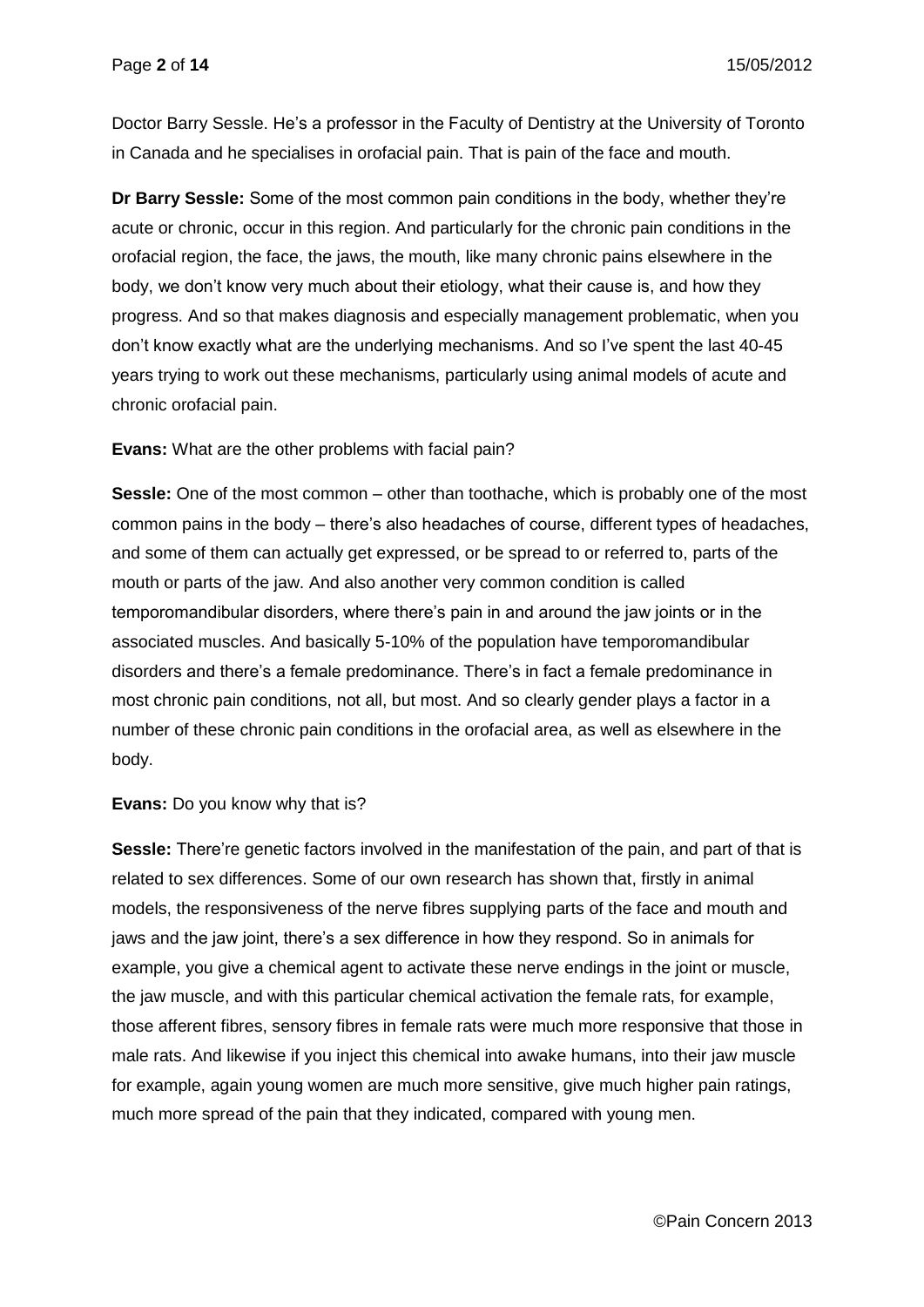Doctor Barry Sessle. He's a professor in the Faculty of Dentistry at the University of Toronto in Canada and he specialises in orofacial pain. That is pain of the face and mouth.

**Dr Barry Sessle:** Some of the most common pain conditions in the body, whether they're acute or chronic, occur in this region. And particularly for the chronic pain conditions in the orofacial region, the face, the jaws, the mouth, like many chronic pains elsewhere in the body, we don't know very much about their etiology, what their cause is, and how they progress. And so that makes diagnosis and especially management problematic, when you don't know exactly what are the underlying mechanisms. And so I've spent the last 40-45 years trying to work out these mechanisms, particularly using animal models of acute and chronic orofacial pain.

**Evans:** What are the other problems with facial pain?

**Sessle:** One of the most common – other than toothache, which is probably one of the most common pains in the body – there's also headaches of course, different types of headaches, and some of them can actually get expressed, or be spread to or referred to, parts of the mouth or parts of the jaw. And also another very common condition is called temporomandibular disorders, where there's pain in and around the jaw joints or in the associated muscles. And basically 5-10% of the population have temporomandibular disorders and there's a female predominance. There's in fact a female predominance in most chronic pain conditions, not all, but most. And so clearly gender plays a factor in a number of these chronic pain conditions in the orofacial area, as well as elsewhere in the body.

**Evans:** Do you know why that is?

**Sessle:** There're genetic factors involved in the manifestation of the pain, and part of that is related to sex differences. Some of our own research has shown that, firstly in animal models, the responsiveness of the nerve fibres supplying parts of the face and mouth and jaws and the jaw joint, there's a sex difference in how they respond. So in animals for example, you give a chemical agent to activate these nerve endings in the joint or muscle, the jaw muscle, and with this particular chemical activation the female rats, for example, those afferent fibres, sensory fibres in female rats were much more responsive that those in male rats. And likewise if you inject this chemical into awake humans, into their jaw muscle for example, again young women are much more sensitive, give much higher pain ratings, much more spread of the pain that they indicated, compared with young men.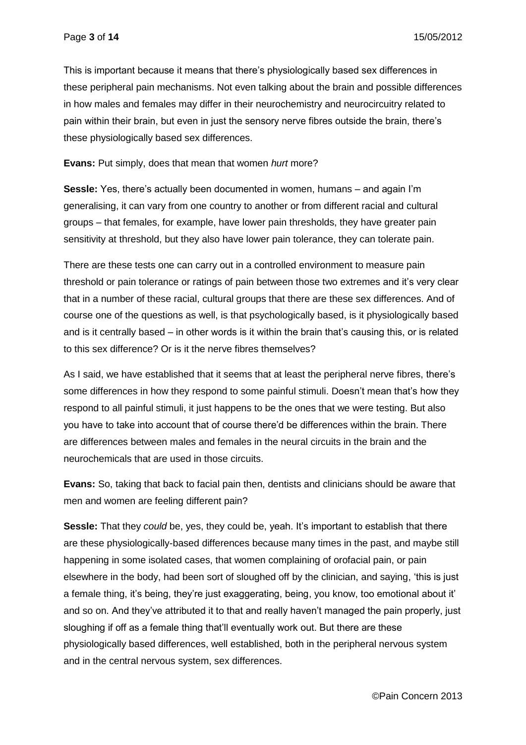This is important because it means that there's physiologically based sex differences in these peripheral pain mechanisms. Not even talking about the brain and possible differences in how males and females may differ in their neurochemistry and neurocircuitry related to pain within their brain, but even in just the sensory nerve fibres outside the brain, there's these physiologically based sex differences.

**Evans:** Put simply, does that mean that women *hurt* more?

**Sessle:** Yes, there's actually been documented in women, humans – and again I'm generalising, it can vary from one country to another or from different racial and cultural groups – that females, for example, have lower pain thresholds, they have greater pain sensitivity at threshold, but they also have lower pain tolerance, they can tolerate pain.

There are these tests one can carry out in a controlled environment to measure pain threshold or pain tolerance or ratings of pain between those two extremes and it's very clear that in a number of these racial, cultural groups that there are these sex differences. And of course one of the questions as well, is that psychologically based, is it physiologically based and is it centrally based – in other words is it within the brain that's causing this, or is related to this sex difference? Or is it the nerve fibres themselves?

As I said, we have established that it seems that at least the peripheral nerve fibres, there's some differences in how they respond to some painful stimuli. Doesn't mean that's how they respond to all painful stimuli, it just happens to be the ones that we were testing. But also you have to take into account that of course there'd be differences within the brain. There are differences between males and females in the neural circuits in the brain and the neurochemicals that are used in those circuits.

**Evans:** So, taking that back to facial pain then, dentists and clinicians should be aware that men and women are feeling different pain?

**Sessle:** That they *could* be, yes, they could be, yeah. It's important to establish that there are these physiologically-based differences because many times in the past, and maybe still happening in some isolated cases, that women complaining of orofacial pain, or pain elsewhere in the body, had been sort of sloughed off by the clinician, and saying, 'this is just a female thing, it's being, they're just exaggerating, being, you know, too emotional about it' and so on. And they've attributed it to that and really haven't managed the pain properly, just sloughing if off as a female thing that'll eventually work out. But there are these physiologically based differences, well established, both in the peripheral nervous system and in the central nervous system, sex differences.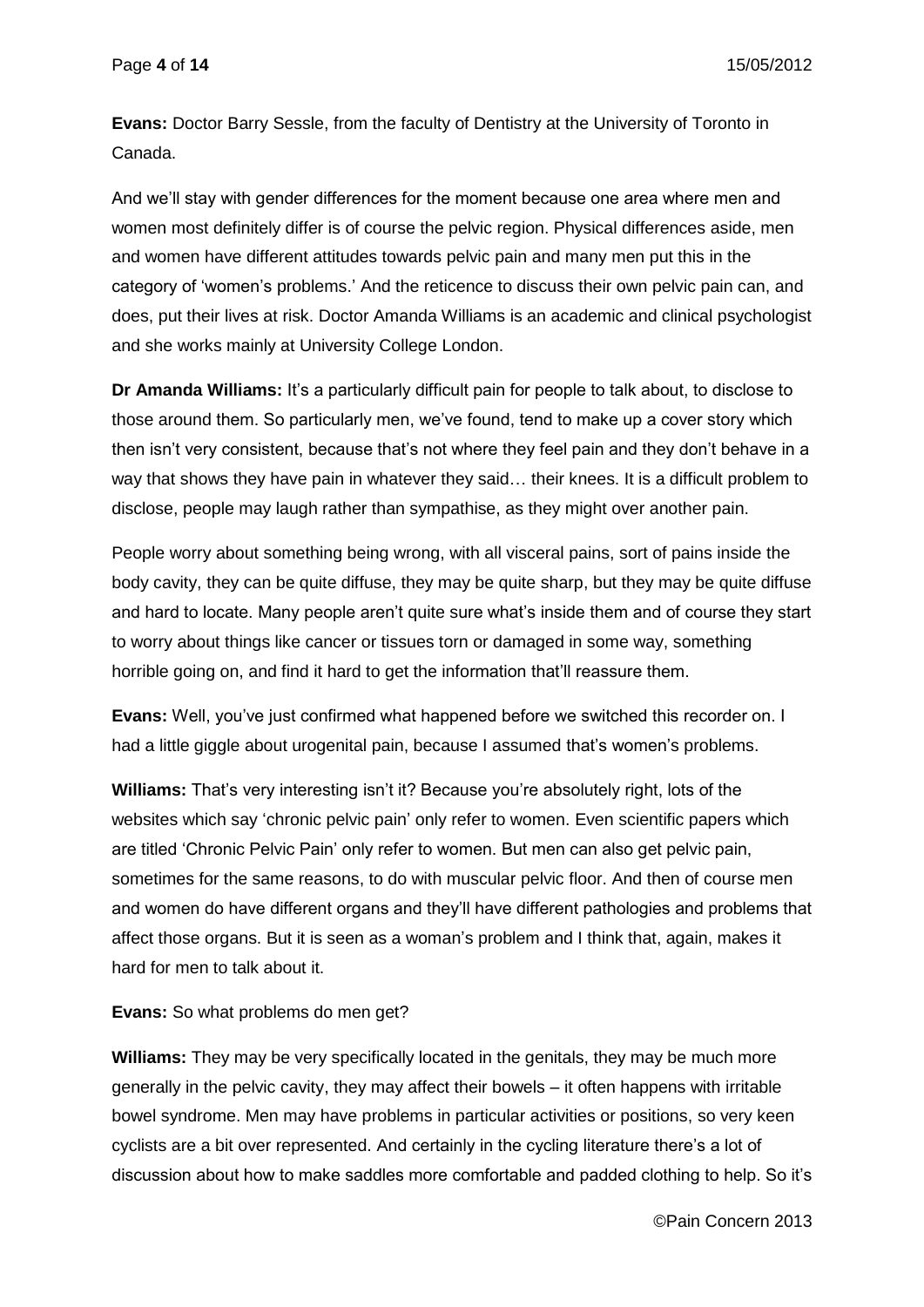**Evans:** Doctor Barry Sessle, from the faculty of Dentistry at the University of Toronto in Canada.

And we'll stay with gender differences for the moment because one area where men and women most definitely differ is of course the pelvic region. Physical differences aside, men and women have different attitudes towards pelvic pain and many men put this in the category of 'women's problems.' And the reticence to discuss their own pelvic pain can, and does, put their lives at risk. Doctor Amanda Williams is an academic and clinical psychologist and she works mainly at University College London.

**Dr Amanda Williams:** It's a particularly difficult pain for people to talk about, to disclose to those around them. So particularly men, we've found, tend to make up a cover story which then isn't very consistent, because that's not where they feel pain and they don't behave in a way that shows they have pain in whatever they said… their knees. It is a difficult problem to disclose, people may laugh rather than sympathise, as they might over another pain.

People worry about something being wrong, with all visceral pains, sort of pains inside the body cavity, they can be quite diffuse, they may be quite sharp, but they may be quite diffuse and hard to locate. Many people aren't quite sure what's inside them and of course they start to worry about things like cancer or tissues torn or damaged in some way, something horrible going on, and find it hard to get the information that'll reassure them.

**Evans:** Well, you've just confirmed what happened before we switched this recorder on. I had a little giggle about urogenital pain, because I assumed that's women's problems.

**Williams:** That's very interesting isn't it? Because you're absolutely right, lots of the websites which say 'chronic pelvic pain' only refer to women. Even scientific papers which are titled 'Chronic Pelvic Pain' only refer to women. But men can also get pelvic pain, sometimes for the same reasons, to do with muscular pelvic floor. And then of course men and women do have different organs and they'll have different pathologies and problems that affect those organs. But it is seen as a woman's problem and I think that, again, makes it hard for men to talk about it.

**Evans:** So what problems do men get?

**Williams:** They may be very specifically located in the genitals, they may be much more generally in the pelvic cavity, they may affect their bowels – it often happens with irritable bowel syndrome. Men may have problems in particular activities or positions, so very keen cyclists are a bit over represented. And certainly in the cycling literature there's a lot of discussion about how to make saddles more comfortable and padded clothing to help. So it's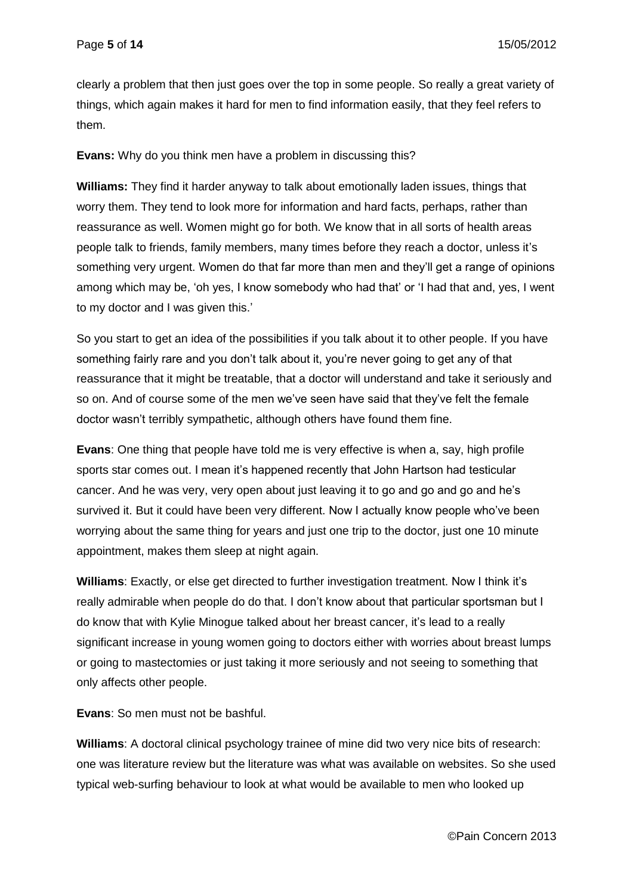clearly a problem that then just goes over the top in some people. So really a great variety of things, which again makes it hard for men to find information easily, that they feel refers to them.

**Evans:** Why do you think men have a problem in discussing this?

**Williams:** They find it harder anyway to talk about emotionally laden issues, things that worry them. They tend to look more for information and hard facts, perhaps, rather than reassurance as well. Women might go for both. We know that in all sorts of health areas people talk to friends, family members, many times before they reach a doctor, unless it's something very urgent. Women do that far more than men and they'll get a range of opinions among which may be, 'oh yes, I know somebody who had that' or 'I had that and, yes, I went to my doctor and I was given this.'

So you start to get an idea of the possibilities if you talk about it to other people. If you have something fairly rare and you don't talk about it, you're never going to get any of that reassurance that it might be treatable, that a doctor will understand and take it seriously and so on. And of course some of the men we've seen have said that they've felt the female doctor wasn't terribly sympathetic, although others have found them fine.

**Evans**: One thing that people have told me is very effective is when a, say, high profile sports star comes out. I mean it's happened recently that John Hartson had testicular cancer. And he was very, very open about just leaving it to go and go and go and he's survived it. But it could have been very different. Now I actually know people who've been worrying about the same thing for years and just one trip to the doctor, just one 10 minute appointment, makes them sleep at night again.

**Williams**: Exactly, or else get directed to further investigation treatment. Now I think it's really admirable when people do do that. I don't know about that particular sportsman but I do know that with Kylie Minogue talked about her breast cancer, it's lead to a really significant increase in young women going to doctors either with worries about breast lumps or going to mastectomies or just taking it more seriously and not seeing to something that only affects other people.

**Evans**: So men must not be bashful.

**Williams**: A doctoral clinical psychology trainee of mine did two very nice bits of research: one was literature review but the literature was what was available on websites. So she used typical web-surfing behaviour to look at what would be available to men who looked up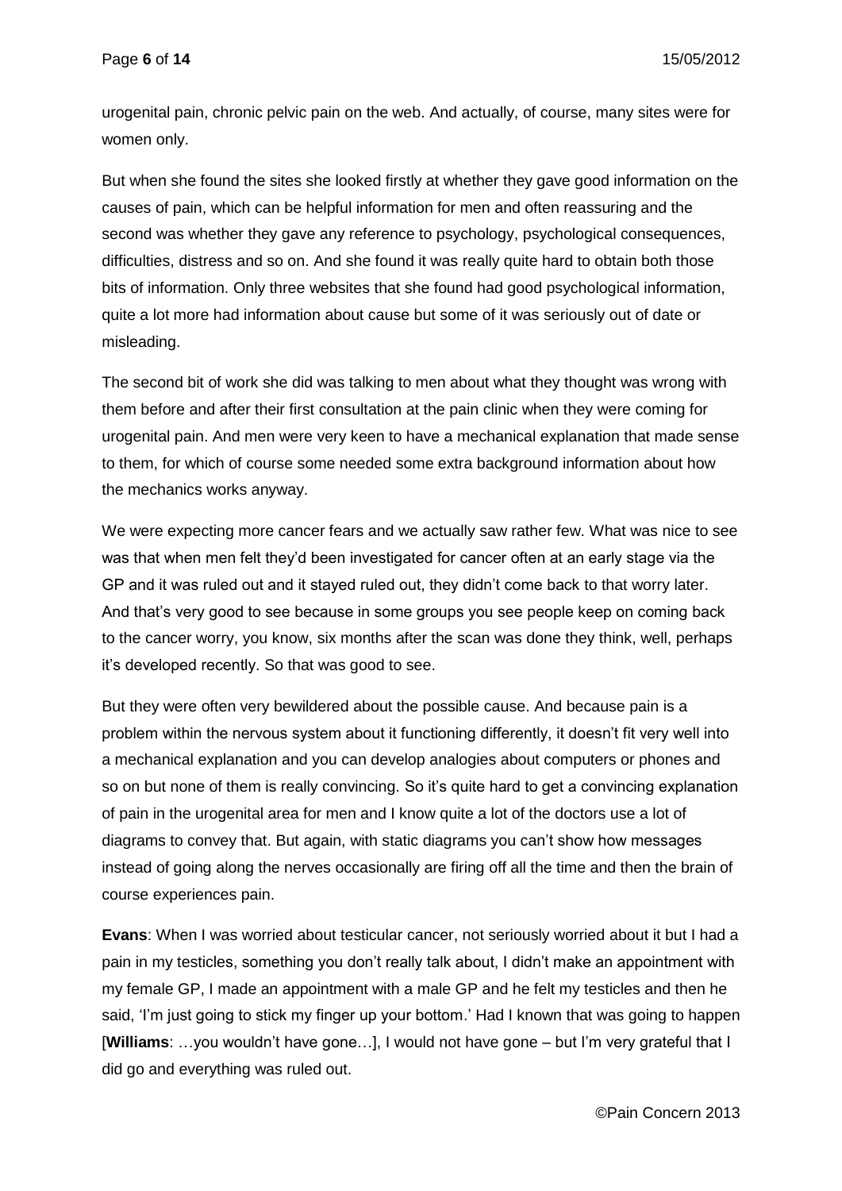urogenital pain, chronic pelvic pain on the web. And actually, of course, many sites were for women only.

But when she found the sites she looked firstly at whether they gave good information on the causes of pain, which can be helpful information for men and often reassuring and the second was whether they gave any reference to psychology, psychological consequences, difficulties, distress and so on. And she found it was really quite hard to obtain both those bits of information. Only three websites that she found had good psychological information, quite a lot more had information about cause but some of it was seriously out of date or misleading.

The second bit of work she did was talking to men about what they thought was wrong with them before and after their first consultation at the pain clinic when they were coming for urogenital pain. And men were very keen to have a mechanical explanation that made sense to them, for which of course some needed some extra background information about how the mechanics works anyway.

We were expecting more cancer fears and we actually saw rather few. What was nice to see was that when men felt they'd been investigated for cancer often at an early stage via the GP and it was ruled out and it stayed ruled out, they didn't come back to that worry later. And that's very good to see because in some groups you see people keep on coming back to the cancer worry, you know, six months after the scan was done they think, well, perhaps it's developed recently. So that was good to see.

But they were often very bewildered about the possible cause. And because pain is a problem within the nervous system about it functioning differently, it doesn't fit very well into a mechanical explanation and you can develop analogies about computers or phones and so on but none of them is really convincing. So it's quite hard to get a convincing explanation of pain in the urogenital area for men and I know quite a lot of the doctors use a lot of diagrams to convey that. But again, with static diagrams you can't show how messages instead of going along the nerves occasionally are firing off all the time and then the brain of course experiences pain.

**Evans**: When I was worried about testicular cancer, not seriously worried about it but I had a pain in my testicles, something you don't really talk about, I didn't make an appointment with my female GP, I made an appointment with a male GP and he felt my testicles and then he said, 'I'm just going to stick my finger up your bottom.' Had I known that was going to happen [**Williams**: …you wouldn't have gone…], I would not have gone – but I'm very grateful that I did go and everything was ruled out.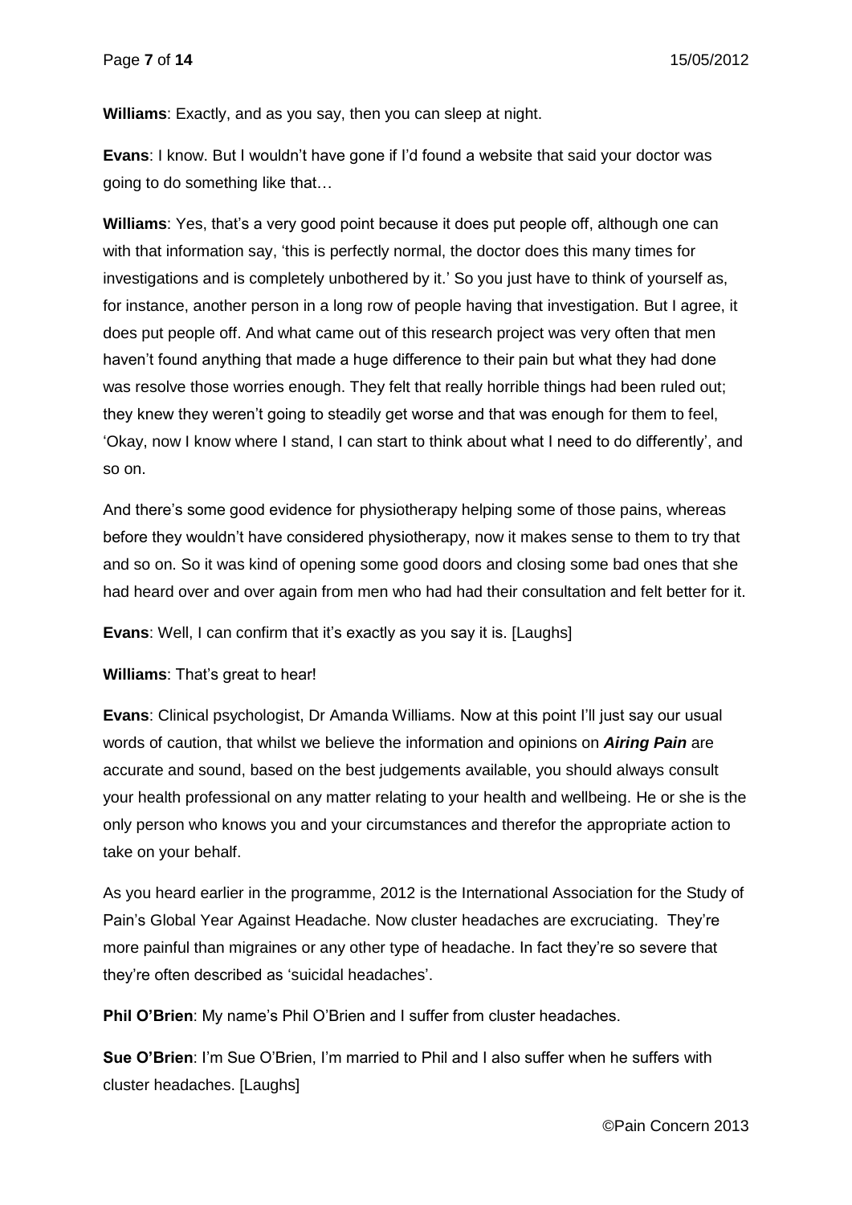**Williams**: Exactly, and as you say, then you can sleep at night.

**Evans**: I know. But I wouldn't have gone if I'd found a website that said your doctor was going to do something like that…

**Williams**: Yes, that's a very good point because it does put people off, although one can with that information say, 'this is perfectly normal, the doctor does this many times for investigations and is completely unbothered by it.' So you just have to think of yourself as, for instance, another person in a long row of people having that investigation. But I agree, it does put people off. And what came out of this research project was very often that men haven't found anything that made a huge difference to their pain but what they had done was resolve those worries enough. They felt that really horrible things had been ruled out; they knew they weren't going to steadily get worse and that was enough for them to feel, 'Okay, now I know where I stand, I can start to think about what I need to do differently', and so on.

And there's some good evidence for physiotherapy helping some of those pains, whereas before they wouldn't have considered physiotherapy, now it makes sense to them to try that and so on. So it was kind of opening some good doors and closing some bad ones that she had heard over and over again from men who had had their consultation and felt better for it.

**Evans**: Well, I can confirm that it's exactly as you say it is. [Laughs]

**Williams**: That's great to hear!

**Evans**: Clinical psychologist, Dr Amanda Williams. Now at this point I'll just say our usual words of caution, that whilst we believe the information and opinions on ***Airing Pain*** are accurate and sound, based on the best judgements available, you should always consult your health professional on any matter relating to your health and wellbeing. He or she is the only person who knows you and your circumstances and therefor the appropriate action to take on your behalf.

As you heard earlier in the programme, 2012 is the International Association for the Study of Pain's Global Year Against Headache. Now cluster headaches are excruciating. They're more painful than migraines or any other type of headache. In fact they're so severe that they're often described as 'suicidal headaches'.

**Phil O'Brien**: My name's Phil O'Brien and I suffer from cluster headaches.

**Sue O'Brien**: I'm Sue O'Brien, I'm married to Phil and I also suffer when he suffers with cluster headaches. [Laughs]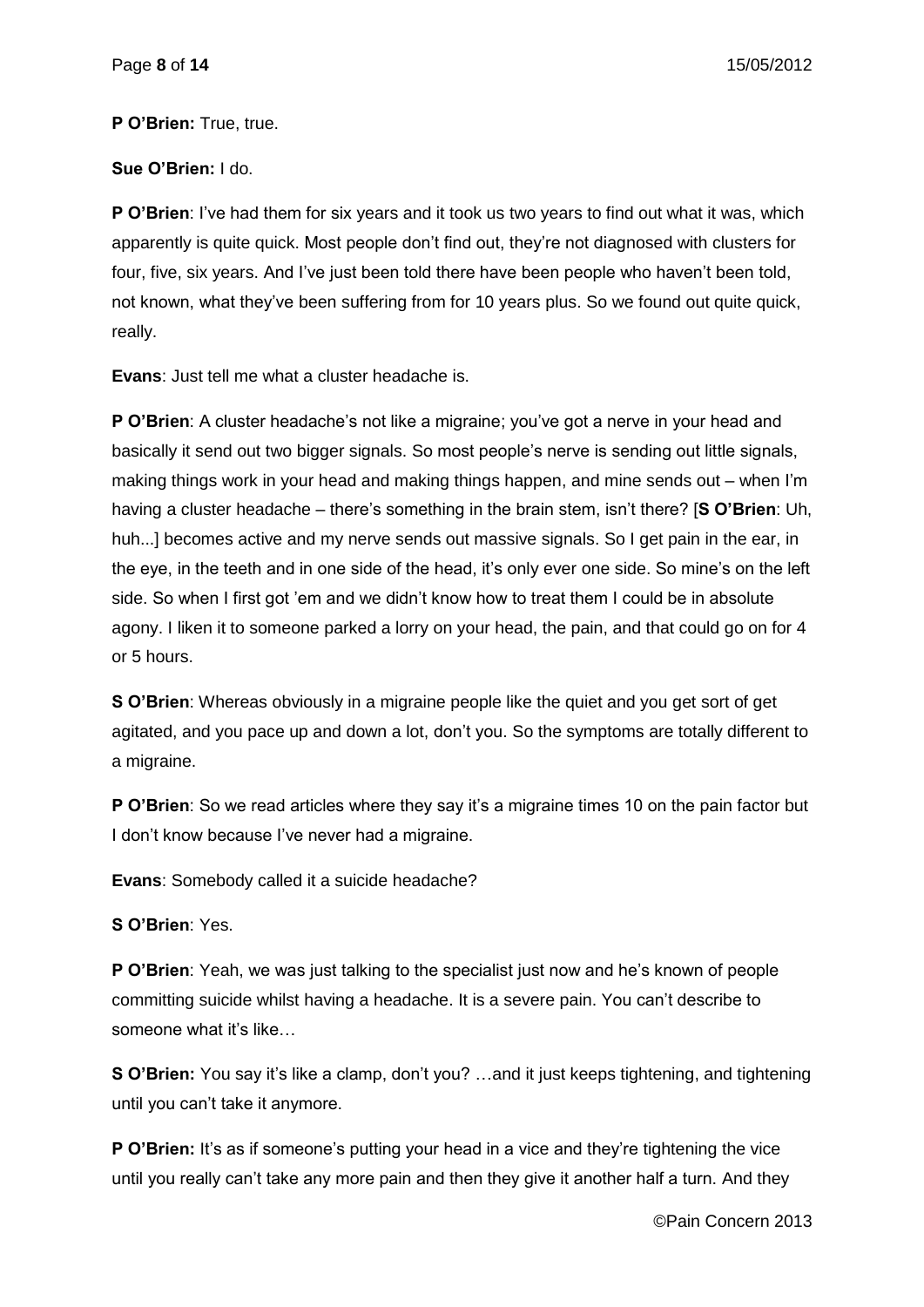**P O'Brien:** True, true.

**Sue O'Brien:** I do.

**P O'Brien**: I've had them for six years and it took us two years to find out what it was, which apparently is quite quick. Most people don't find out, they're not diagnosed with clusters for four, five, six years. And I've just been told there have been people who haven't been told, not known, what they've been suffering from for 10 years plus. So we found out quite quick, really.

**Evans**: Just tell me what a cluster headache is.

**P O'Brien**: A cluster headache's not like a migraine; you've got a nerve in your head and basically it send out two bigger signals. So most people's nerve is sending out little signals, making things work in your head and making things happen, and mine sends out – when I'm having a cluster headache – there's something in the brain stem, isn't there? [**S O'Brien**: Uh, huh...] becomes active and my nerve sends out massive signals. So I get pain in the ear, in the eye, in the teeth and in one side of the head, it's only ever one side. So mine's on the left side. So when I first got 'em and we didn't know how to treat them I could be in absolute agony. I liken it to someone parked a lorry on your head, the pain, and that could go on for 4 or 5 hours.

**S O'Brien**: Whereas obviously in a migraine people like the quiet and you get sort of get agitated, and you pace up and down a lot, don't you. So the symptoms are totally different to a migraine.

**P O'Brien**: So we read articles where they say it's a migraine times 10 on the pain factor but I don't know because I've never had a migraine.

**Evans**: Somebody called it a suicide headache?

**S O'Brien**: Yes.

**P O'Brien**: Yeah, we was just talking to the specialist just now and he's known of people committing suicide whilst having a headache. It is a severe pain. You can't describe to someone what it's like…

**S O'Brien:** You say it's like a clamp, don't you? …and it just keeps tightening, and tightening until you can't take it anymore.

**P O'Brien:** It's as if someone's putting your head in a vice and they're tightening the vice until you really can't take any more pain and then they give it another half a turn. And they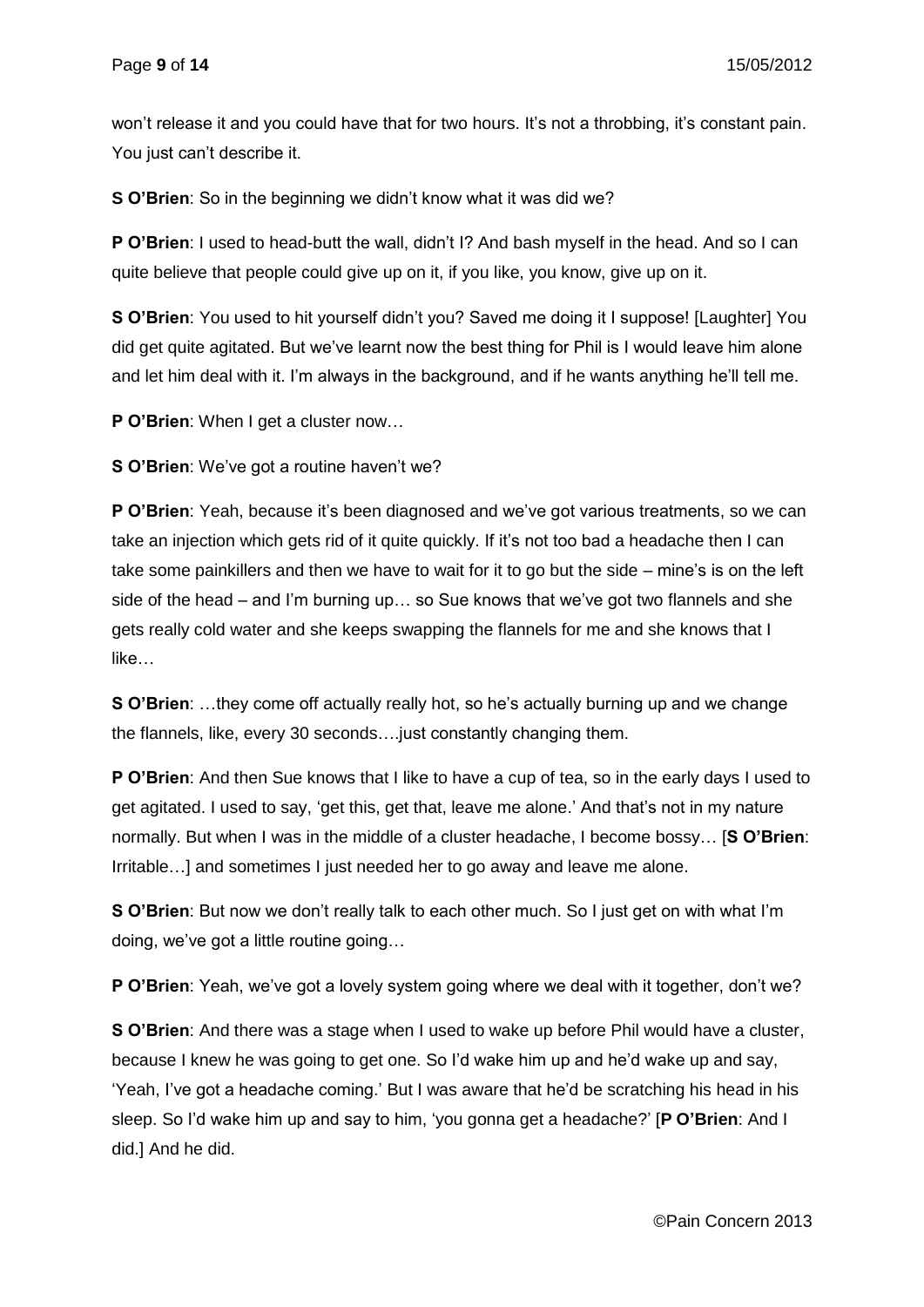won't release it and you could have that for two hours. It's not a throbbing, it's constant pain. You just can't describe it.

**S O'Brien**: So in the beginning we didn't know what it was did we?

**P O'Brien**: I used to head-butt the wall, didn't I? And bash myself in the head. And so I can quite believe that people could give up on it, if you like, you know, give up on it.

**S O'Brien**: You used to hit yourself didn't you? Saved me doing it I suppose! [Laughter] You did get quite agitated. But we've learnt now the best thing for Phil is I would leave him alone and let him deal with it. I'm always in the background, and if he wants anything he'll tell me.

**P O'Brien**: When I get a cluster now…

**S O'Brien**: We've got a routine haven't we?

**P O'Brien**: Yeah, because it's been diagnosed and we've got various treatments, so we can take an injection which gets rid of it quite quickly. If it's not too bad a headache then I can take some painkillers and then we have to wait for it to go but the side – mine's is on the left side of the head – and I'm burning up… so Sue knows that we've got two flannels and she gets really cold water and she keeps swapping the flannels for me and she knows that I like…

**S O'Brien**: …they come off actually really hot, so he's actually burning up and we change the flannels, like, every 30 seconds….just constantly changing them.

**P O'Brien**: And then Sue knows that I like to have a cup of tea, so in the early days I used to get agitated. I used to say, 'get this, get that, leave me alone.' And that's not in my nature normally. But when I was in the middle of a cluster headache, I become bossy… [**S O'Brien**: Irritable…] and sometimes I just needed her to go away and leave me alone.

**S O'Brien**: But now we don't really talk to each other much. So I just get on with what I'm doing, we've got a little routine going…

**P O'Brien**: Yeah, we've got a lovely system going where we deal with it together, don't we?

**S O'Brien**: And there was a stage when I used to wake up before Phil would have a cluster, because I knew he was going to get one. So I'd wake him up and he'd wake up and say, 'Yeah, I've got a headache coming.' But I was aware that he'd be scratching his head in his sleep. So I'd wake him up and say to him, 'you gonna get a headache?' [**P O'Brien**: And I did.] And he did.

©Pain Concern 2013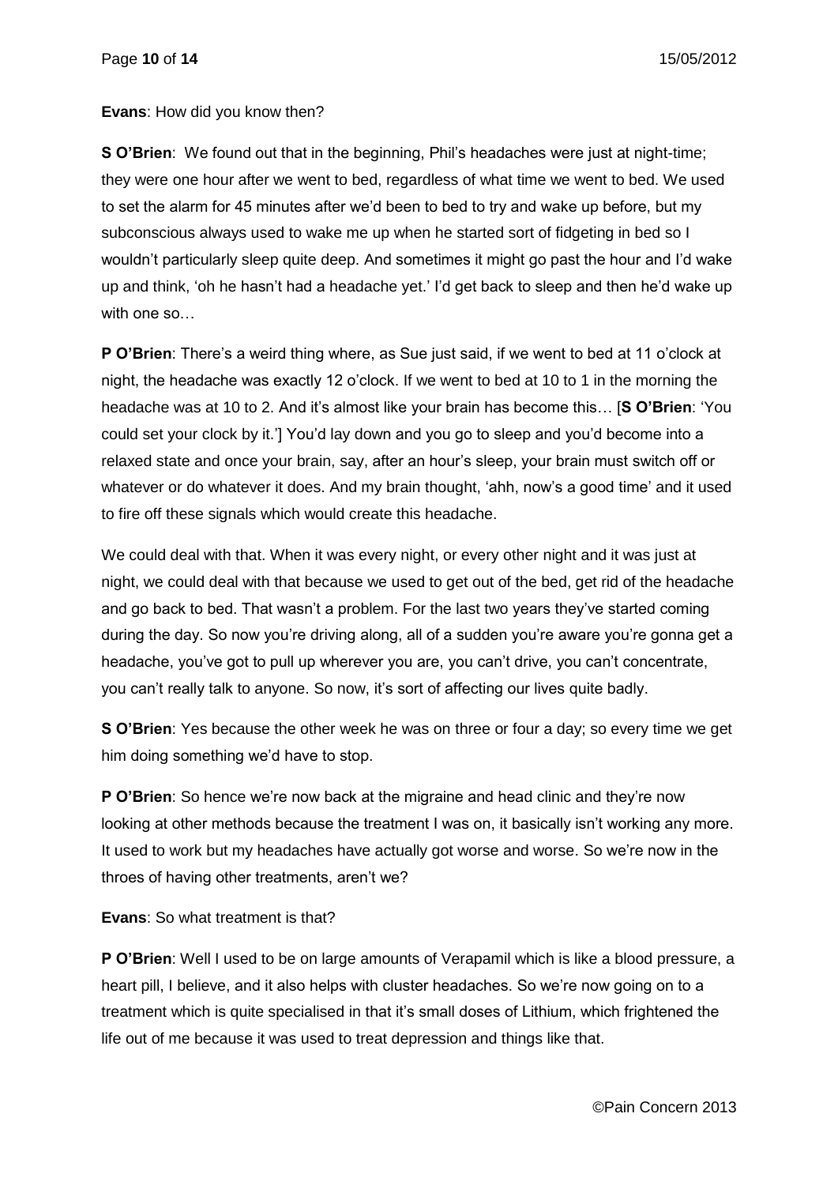**Evans**: How did you know then?

**S O'Brien**: We found out that in the beginning, Phil's headaches were just at night-time; they were one hour after we went to bed, regardless of what time we went to bed. We used to set the alarm for 45 minutes after we'd been to bed to try and wake up before, but my subconscious always used to wake me up when he started sort of fidgeting in bed so I wouldn't particularly sleep quite deep. And sometimes it might go past the hour and I'd wake up and think, 'oh he hasn't had a headache yet.' I'd get back to sleep and then he'd wake up with one so…

**P O'Brien**: There's a weird thing where, as Sue just said, if we went to bed at 11 o'clock at night, the headache was exactly 12 o'clock. If we went to bed at 10 to 1 in the morning the headache was at 10 to 2. And it's almost like your brain has become this… [**S O'Brien**: 'You could set your clock by it.'] You'd lay down and you go to sleep and you'd become into a relaxed state and once your brain, say, after an hour's sleep, your brain must switch off or whatever or do whatever it does. And my brain thought, 'ahh, now's a good time' and it used to fire off these signals which would create this headache.

We could deal with that. When it was every night, or every other night and it was just at night, we could deal with that because we used to get out of the bed, get rid of the headache and go back to bed. That wasn't a problem. For the last two years they've started coming during the day. So now you're driving along, all of a sudden you're aware you're gonna get a headache, you've got to pull up wherever you are, you can't drive, you can't concentrate, you can't really talk to anyone. So now, it's sort of affecting our lives quite badly.

**S O'Brien**: Yes because the other week he was on three or four a day; so every time we get him doing something we'd have to stop.

**P O'Brien**: So hence we're now back at the migraine and head clinic and they're now looking at other methods because the treatment I was on, it basically isn't working any more. It used to work but my headaches have actually got worse and worse. So we're now in the throes of having other treatments, aren't we?

**Evans**: So what treatment is that?

**P O'Brien**: Well I used to be on large amounts of Verapamil which is like a blood pressure, a heart pill, I believe, and it also helps with cluster headaches. So we're now going on to a treatment which is quite specialised in that it's small doses of Lithium, which frightened the life out of me because it was used to treat depression and things like that.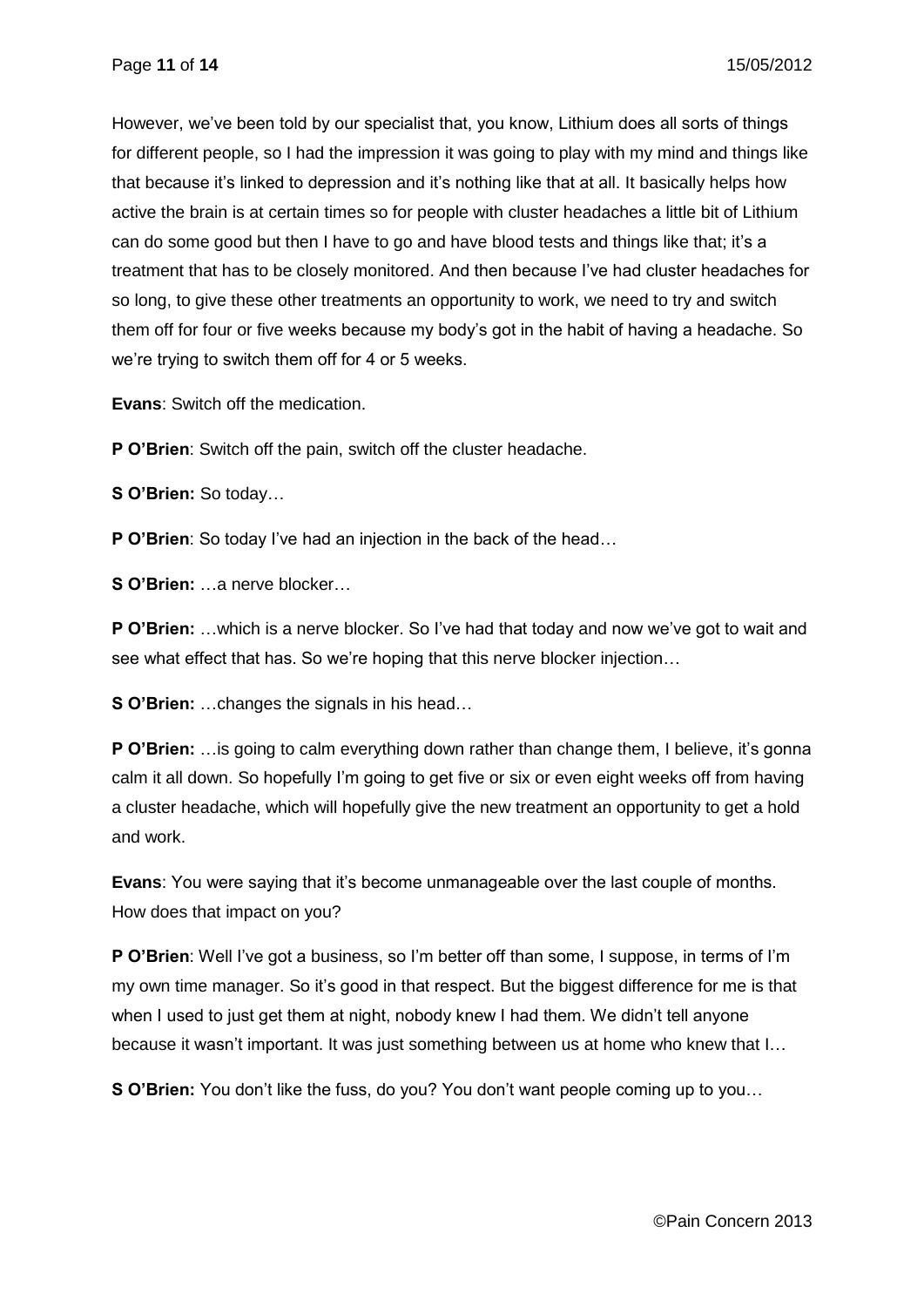However, we've been told by our specialist that, you know, Lithium does all sorts of things for different people, so I had the impression it was going to play with my mind and things like that because it's linked to depression and it's nothing like that at all. It basically helps how active the brain is at certain times so for people with cluster headaches a little bit of Lithium can do some good but then I have to go and have blood tests and things like that; it's a treatment that has to be closely monitored. And then because I've had cluster headaches for so long, to give these other treatments an opportunity to work, we need to try and switch them off for four or five weeks because my body's got in the habit of having a headache. So we're trying to switch them off for 4 or 5 weeks.

**Evans**: Switch off the medication.

**P O'Brien**: Switch off the pain, switch off the cluster headache.

**S O'Brien:** So today…

**P O'Brien**: So today I've had an injection in the back of the head…

**S O'Brien:** …a nerve blocker…

**P O'Brien:** …which is a nerve blocker. So I've had that today and now we've got to wait and see what effect that has. So we're hoping that this nerve blocker injection…

**S O'Brien:** …changes the signals in his head…

**P O'Brien:** …is going to calm everything down rather than change them, I believe, it's gonna calm it all down. So hopefully I'm going to get five or six or even eight weeks off from having a cluster headache, which will hopefully give the new treatment an opportunity to get a hold and work.

**Evans**: You were saying that it's become unmanageable over the last couple of months. How does that impact on you?

**P O'Brien**: Well I've got a business, so I'm better off than some, I suppose, in terms of I'm my own time manager. So it's good in that respect. But the biggest difference for me is that when I used to just get them at night, nobody knew I had them. We didn't tell anyone because it wasn't important. It was just something between us at home who knew that I…

**S O'Brien:** You don't like the fuss, do you? You don't want people coming up to you…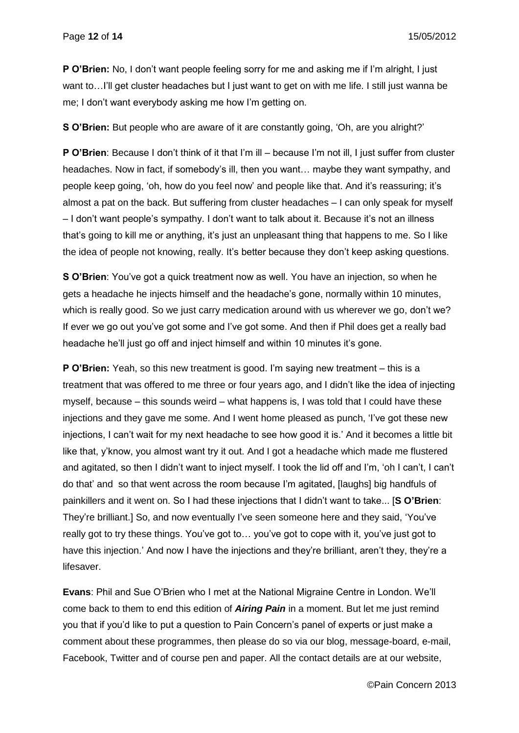**P O'Brien:** No, I don't want people feeling sorry for me and asking me if I'm alright, I just want to…I'll get cluster headaches but I just want to get on with me life. I still just wanna be me; I don't want everybody asking me how I'm getting on.

**S O'Brien:** But people who are aware of it are constantly going, 'Oh, are you alright?'

**P O'Brien**: Because I don't think of it that I'm ill – because I'm not ill, I just suffer from cluster headaches. Now in fact, if somebody's ill, then you want… maybe they want sympathy, and people keep going, 'oh, how do you feel now' and people like that. And it's reassuring; it's almost a pat on the back. But suffering from cluster headaches – I can only speak for myself – I don't want people's sympathy. I don't want to talk about it. Because it's not an illness that's going to kill me or anything, it's just an unpleasant thing that happens to me. So I like the idea of people not knowing, really. It's better because they don't keep asking questions.

**S O'Brien**: You've got a quick treatment now as well. You have an injection, so when he gets a headache he injects himself and the headache's gone, normally within 10 minutes, which is really good. So we just carry medication around with us wherever we go, don't we? If ever we go out you've got some and I've got some. And then if Phil does get a really bad headache he'll just go off and inject himself and within 10 minutes it's gone.

**P O'Brien:** Yeah, so this new treatment is good. I'm saying new treatment – this is a treatment that was offered to me three or four years ago, and I didn't like the idea of injecting myself, because – this sounds weird – what happens is, I was told that I could have these injections and they gave me some. And I went home pleased as punch, 'I've got these new injections, I can't wait for my next headache to see how good it is.' And it becomes a little bit like that, y'know, you almost want try it out. And I got a headache which made me flustered and agitated, so then I didn't want to inject myself. I took the lid off and I'm, 'oh I can't, I can't do that' and so that went across the room because I'm agitated, [laughs] big handfuls of painkillers and it went on. So I had these injections that I didn't want to take... [**S O'Brien**: They're brilliant.] So, and now eventually I've seen someone here and they said, 'You've really got to try these things. You've got to… you've got to cope with it, you've just got to have this injection.' And now I have the injections and they're brilliant, aren't they, they're a lifesaver.

**Evans**: Phil and Sue O'Brien who I met at the National Migraine Centre in London. We'll come back to them to end this edition of ***Airing Pain*** in a moment. But let me just remind you that if you'd like to put a question to Pain Concern's panel of experts or just make a comment about these programmes, then please do so via our blog, message-board, e-mail, Facebook, Twitter and of course pen and paper. All the contact details are at our website,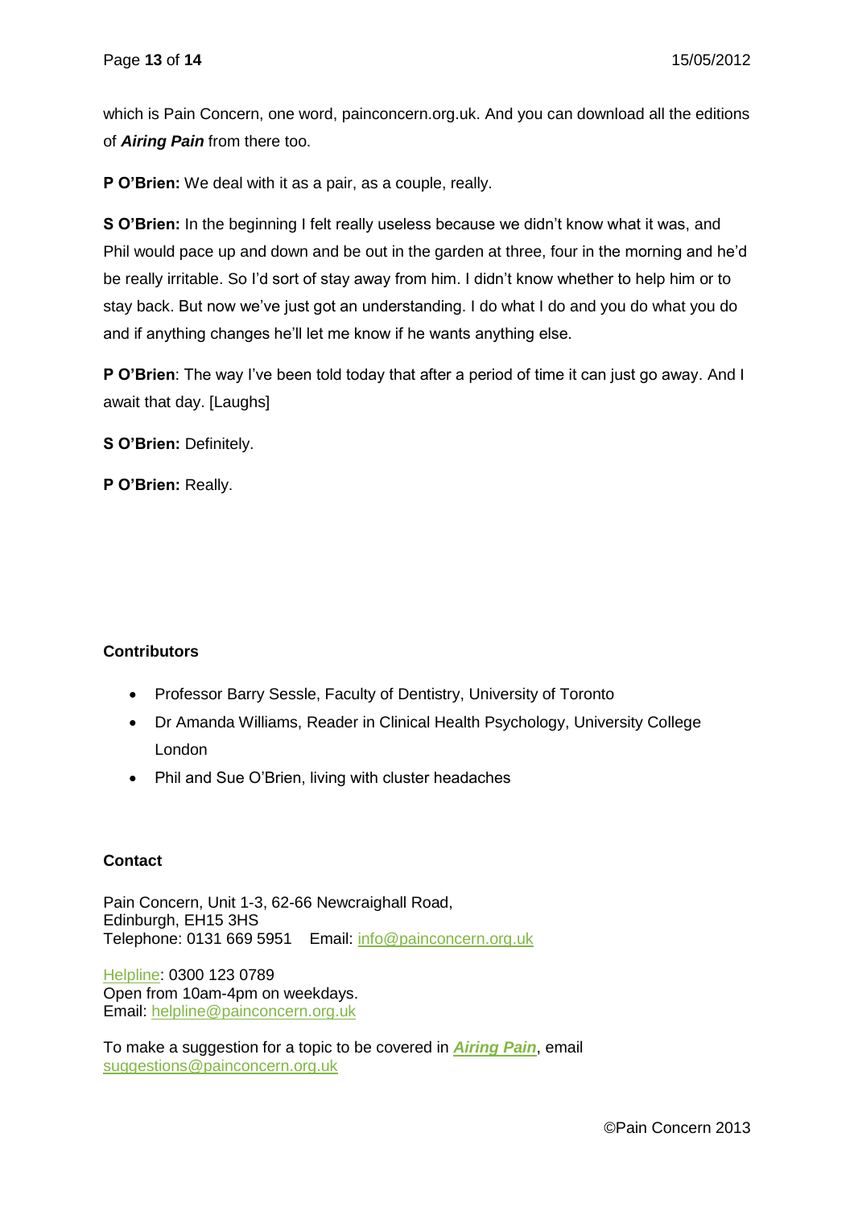which is Pain Concern, one word, painconcern.org.uk. And you can download all the editions of ***Airing Pain*** from there too.

**P O'Brien:** We deal with it as a pair, as a couple, really.

**S O'Brien:** In the beginning I felt really useless because we didn't know what it was, and Phil would pace up and down and be out in the garden at three, four in the morning and he'd be really irritable. So I'd sort of stay away from him. I didn't know whether to help him or to stay back. But now we've just got an understanding. I do what I do and you do what you do and if anything changes he'll let me know if he wants anything else.

**P O'Brien**: The way I've been told today that after a period of time it can just go away. And I await that day. [Laughs]

**S O'Brien:** Definitely.

**P O'Brien:** Really.

**Contributors**

- Professor Barry Sessle, Faculty of Dentistry, University of Toronto
- Dr Amanda Williams, Reader in Clinical Health Psychology, University College London
- Phil and Sue O'Brien, living with cluster headaches

**Contact**

Pain Concern, Unit 1-3, 62-66 Newcraighall Road,
Edinburgh, EH15 3HS
Telephone: 0131 669 5951 Email: info@painconcern.org.uk

Helpline: 0300 123 0789
Open from 10am-4pm on weekdays.
Email: helpline@painconcern.org.uk

To make a suggestion for a topic to be covered in ***Airing Pain***, email suggestions@painconcern.org.uk

©Pain Concern 2013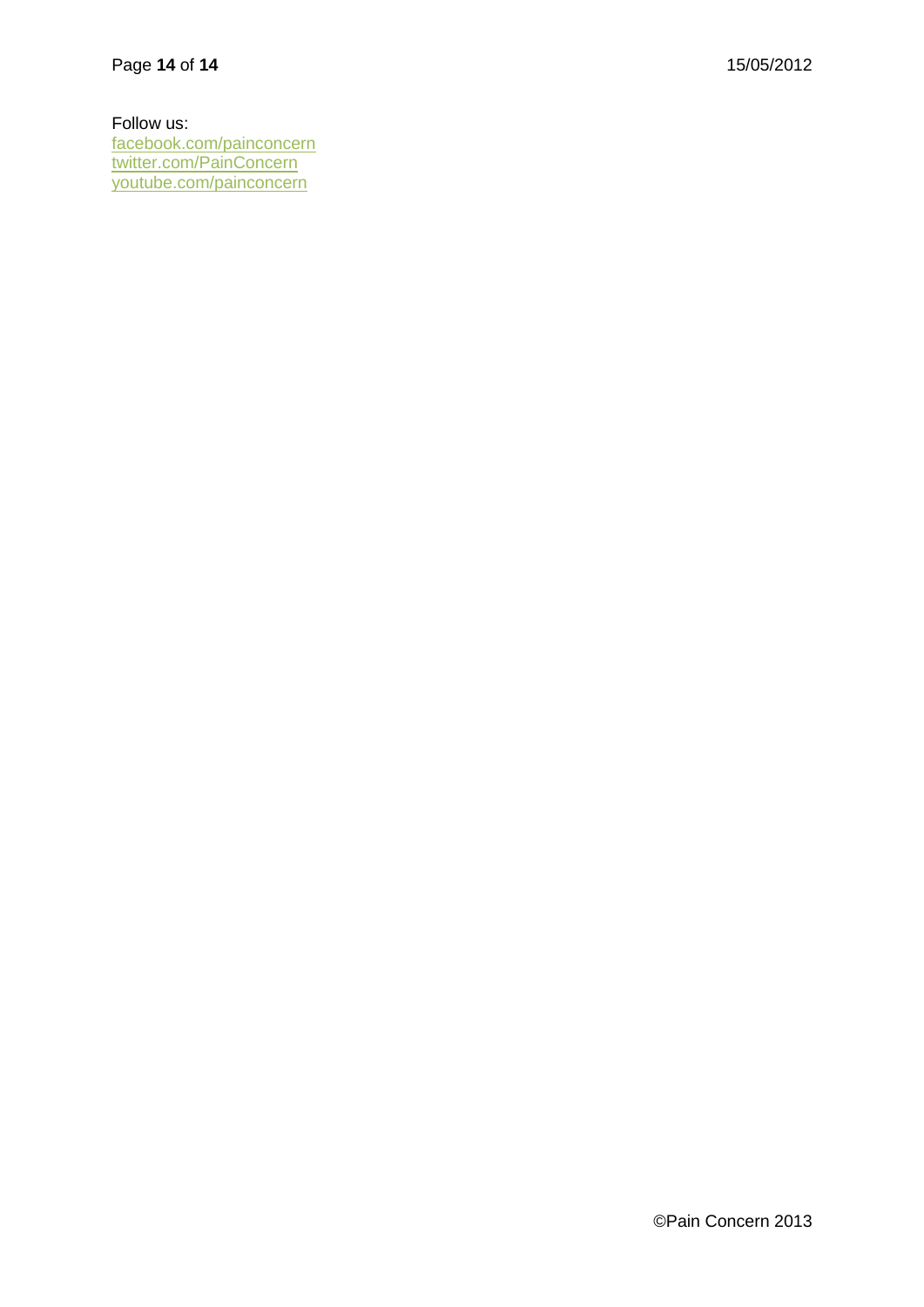Follow us:
facebook.com/painconcern
twitter.com/PainConcern
youtube.com/painconcern